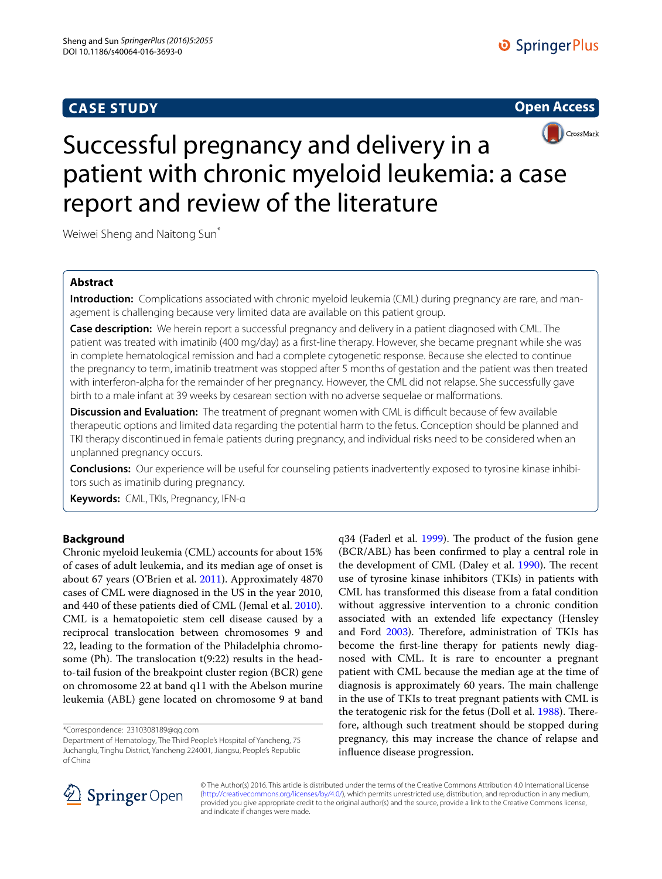CASE STUDY

Open Access

# Successful pregnancy and delivery in a patient with chronic myeloid leukemia: a case report and review of the literature

Weiwei Sheng and Naitong Sun*

## Abstract

**Introduction:** Complications associated with chronic myeloid leukemia (CML) during pregnancy are rare, and management is challenging because very limited data are available on this patient group.

**Case description:** We herein report a successful pregnancy and delivery in a patient diagnosed with CML. The patient was treated with imatinib (400 mg/day) as a first-line therapy. However, she became pregnant while she was in complete hematological remission and had a complete cytogenetic response. Because she elected to continue the pregnancy to term, imatinib treatment was stopped after 5 months of gestation and the patient was then treated with interferon-alpha for the remainder of her pregnancy. However, the CML did not relapse. She successfully gave birth to a male infant at 39 weeks by cesarean section with no adverse sequelae or malformations.

**Discussion and Evaluation:** The treatment of pregnant women with CML is difficult because of few available therapeutic options and limited data regarding the potential harm to the fetus. Conception should be planned and TKI therapy discontinued in female patients during pregnancy, and individual risks need to be considered when an unplanned pregnancy occurs.

**Conclusions:** Our experience will be useful for counseling patients inadvertently exposed to tyrosine kinase inhibitors such as imatinib during pregnancy.

**Keywords:** CML, TKIs, Pregnancy, IFN-α

## Background

Chronic myeloid leukemia (CML) accounts for about 15% of cases of adult leukemia, and its median age of onset is about 67 years (O'Brien et al. 2011). Approximately 4870 cases of CML were diagnosed in the US in the year 2010, and 440 of these patients died of CML (Jemal et al. 2010). CML is a hematopoietic stem cell disease caused by a reciprocal translocation between chromosomes 9 and 22, leading to the formation of the Philadelphia chromosome (Ph). The translocation t(9:22) results in the head-to-tail fusion of the breakpoint cluster region (BCR) gene on chromosome 22 at band q11 with the Abelson murine leukemia (ABL) gene located on chromosome 9 at band q34 (Faderl et al. 1999). The product of the fusion gene (BCR/ABL) has been confirmed to play a central role in the development of CML (Daley et al. 1990). The recent use of tyrosine kinase inhibitors (TKIs) in patients with CML has transformed this disease from a fatal condition without aggressive intervention to a chronic condition associated with an extended life expectancy (Hensley and Ford 2003). Therefore, administration of TKIs has become the first-line therapy for patients newly diagnosed with CML. It is rare to encounter a pregnant patient with CML because the median age at the time of diagnosis is approximately 60 years. The main challenge in the use of TKIs to treat pregnant patients with CML is the teratogenic risk for the fetus (Doll et al. 1988). Therefore, although such treatment should be stopped during pregnancy, this may increase the chance of relapse and influence disease progression.

*Correspondence: 2310308189@qq.com
Department of Hematology, The Third People's Hospital of Yancheng, 75 Juchanglu, Tinghu District, Yancheng 224001, Jiangsu, People's Republic of China

© The Author(s) 2016. This article is distributed under the terms of the Creative Commons Attribution 4.0 International License (http://creativecommons.org/licenses/by/4.0/), which permits unrestricted use, distribution, and reproduction in any medium, provided you give appropriate credit to the original author(s) and the source, provide a link to the Creative Commons license, and indicate if changes were made.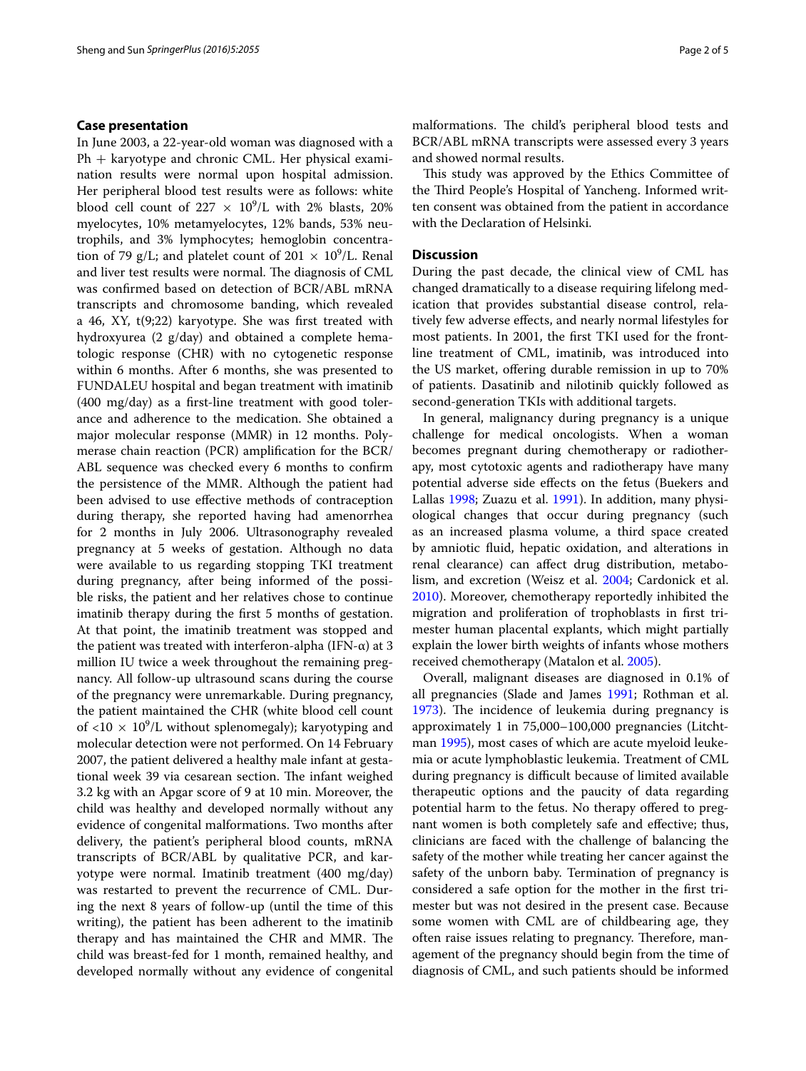## Case presentation

In June 2003, a 22-year-old woman was diagnosed with a Ph + karyotype and chronic CML. Her physical examination results were normal upon hospital admission. Her peripheral blood test results were as follows: white blood cell count of $227 \times 10^9$/L with 2% blasts, 20% myelocytes, 10% metamyelocytes, 12% bands, 53% neutrophils, and 3% lymphocytes; hemoglobin concentration of 79 g/L; and platelet count of $201 \times 10^9$/L. Renal and liver test results were normal. The diagnosis of CML was confirmed based on detection of BCR/ABL mRNA transcripts and chromosome banding, which revealed a 46, XY, t(9;22) karyotype. She was first treated with hydroxyurea (2 g/day) and obtained a complete hematologic response (CHR) with no cytogenetic response within 6 months. After 6 months, she was presented to FUNDALEU hospital and began treatment with imatinib (400 mg/day) as a first-line treatment with good tolerance and adherence to the medication. She obtained a major molecular response (MMR) in 12 months. Polymerase chain reaction (PCR) amplification for the BCR/ABL sequence was checked every 6 months to confirm the persistence of the MMR. Although the patient had been advised to use effective methods of contraception during therapy, she reported having had amenorrhea for 2 months in July 2006. Ultrasonography revealed pregnancy at 5 weeks of gestation. Although no data were available to us regarding stopping TKI treatment during pregnancy, after being informed of the possible risks, the patient and her relatives chose to continue imatinib therapy during the first 5 months of gestation. At that point, the imatinib treatment was stopped and the patient was treated with interferon-alpha (IFN-α) at 3 million IU twice a week throughout the remaining pregnancy. All follow-up ultrasound scans during the course of the pregnancy were unremarkable. During pregnancy, the patient maintained the CHR (white blood cell count of $<10 \times 10^9$/L without splenomegaly); karyotyping and molecular detection were not performed. On 14 February 2007, the patient delivered a healthy male infant at gestational week 39 via cesarean section. The infant weighed 3.2 kg with an Apgar score of 9 at 10 min. Moreover, the child was healthy and developed normally without any evidence of congenital malformations. Two months after delivery, the patient's peripheral blood counts, mRNA transcripts of BCR/ABL by qualitative PCR, and karyotype were normal. Imatinib treatment (400 mg/day) was restarted to prevent the recurrence of CML. During the next 8 years of follow-up (until the time of this writing), the patient has been adherent to the imatinib therapy and has maintained the CHR and MMR. The child was breast-fed for 1 month, remained healthy, and developed normally without any evidence of congenital malformations. The child's peripheral blood tests and BCR/ABL mRNA transcripts were assessed every 3 years and showed normal results.

This study was approved by the Ethics Committee of the Third People's Hospital of Yancheng. Informed written consent was obtained from the patient in accordance with the Declaration of Helsinki.

## Discussion

During the past decade, the clinical view of CML has changed dramatically to a disease requiring lifelong medication that provides substantial disease control, relatively few adverse effects, and nearly normal lifestyles for most patients. In 2001, the first TKI used for the frontline treatment of CML, imatinib, was introduced into the US market, offering durable remission in up to 70% of patients. Dasatinib and nilotinib quickly followed as second-generation TKIs with additional targets.

In general, malignancy during pregnancy is a unique challenge for medical oncologists. When a woman becomes pregnant during chemotherapy or radiotherapy, most cytotoxic agents and radiotherapy have many potential adverse side effects on the fetus (Buekers and Lallas 1998; Zuazu et al. 1991). In addition, many physiological changes that occur during pregnancy (such as an increased plasma volume, a third space created by amniotic fluid, hepatic oxidation, and alterations in renal clearance) can affect drug distribution, metabolism, and excretion (Weisz et al. 2004; Cardonick et al. 2010). Moreover, chemotherapy reportedly inhibited the migration and proliferation of trophoblasts in first trimester human placental explants, which might partially explain the lower birth weights of infants whose mothers received chemotherapy (Matalon et al. 2005).

Overall, malignant diseases are diagnosed in 0.1% of all pregnancies (Slade and James 1991; Rothman et al. 1973). The incidence of leukemia during pregnancy is approximately 1 in 75,000–100,000 pregnancies (Litchtman 1995), most cases of which are acute myeloid leukemia or acute lymphoblastic leukemia. Treatment of CML during pregnancy is difficult because of limited available therapeutic options and the paucity of data regarding potential harm to the fetus. No therapy offered to pregnant women is both completely safe and effective; thus, clinicians are faced with the challenge of balancing the safety of the mother while treating her cancer against the safety of the unborn baby. Termination of pregnancy is considered a safe option for the mother in the first trimester but was not desired in the present case. Because some women with CML are of childbearing age, they often raise issues relating to pregnancy. Therefore, management of the pregnancy should begin from the time of diagnosis of CML, and such patients should be informed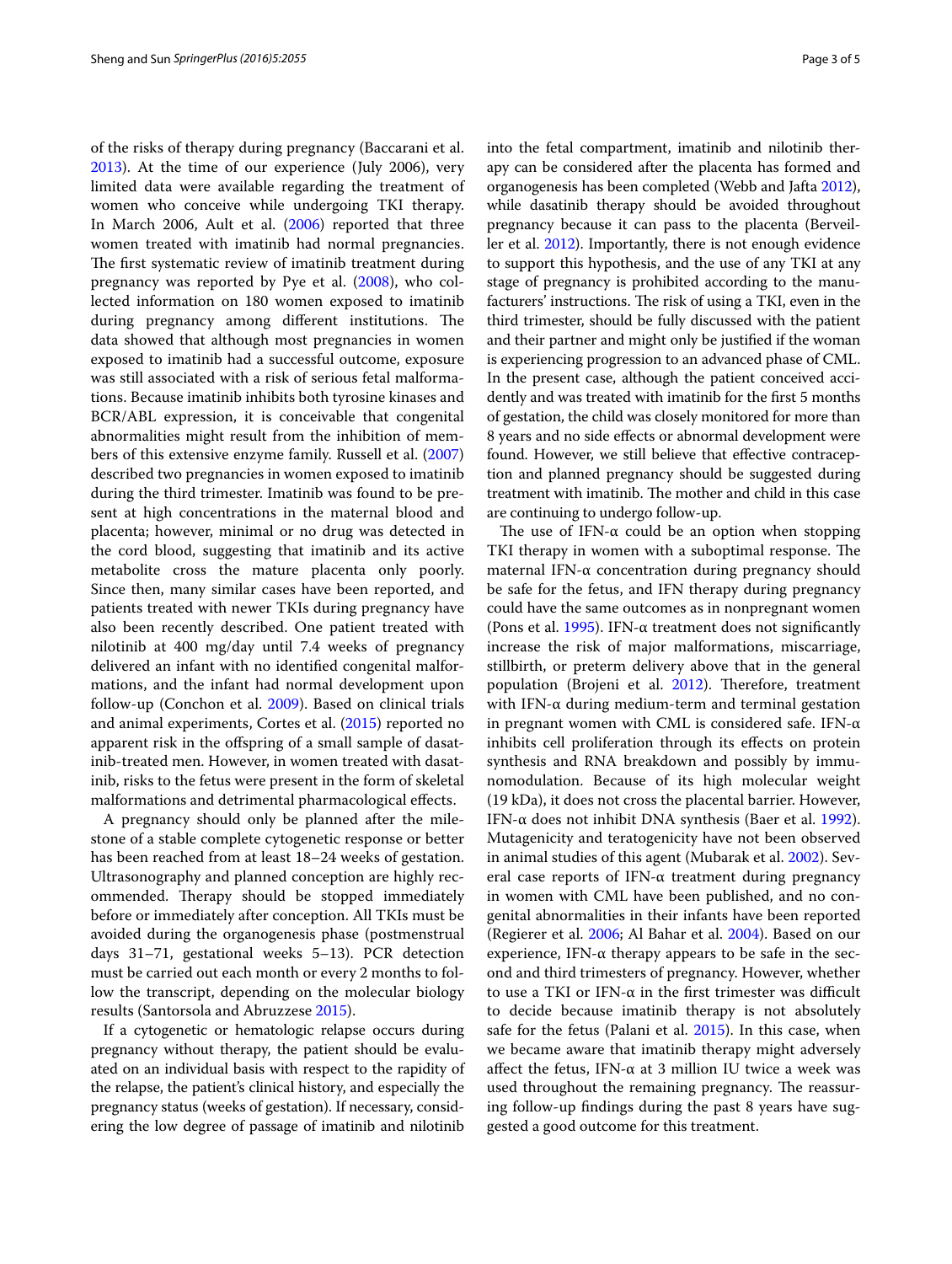of the risks of therapy during pregnancy (Baccarani et al. 2013). At the time of our experience (July 2006), very limited data were available regarding the treatment of women who conceive while undergoing TKI therapy. In March 2006, Ault et al. (2006) reported that three women treated with imatinib had normal pregnancies. The first systematic review of imatinib treatment during pregnancy was reported by Pye et al. (2008), who collected information on 180 women exposed to imatinib during pregnancy among different institutions. The data showed that although most pregnancies in women exposed to imatinib had a successful outcome, exposure was still associated with a risk of serious fetal malformations. Because imatinib inhibits both tyrosine kinases and BCR/ABL expression, it is conceivable that congenital abnormalities might result from the inhibition of members of this extensive enzyme family. Russell et al. (2007) described two pregnancies in women exposed to imatinib during the third trimester. Imatinib was found to be present at high concentrations in the maternal blood and placenta; however, minimal or no drug was detected in the cord blood, suggesting that imatinib and its active metabolite cross the mature placenta only poorly. Since then, many similar cases have been reported, and patients treated with newer TKIs during pregnancy have also been recently described. One patient treated with nilotinib at 400 mg/day until 7.4 weeks of pregnancy delivered an infant with no identified congenital malformations, and the infant had normal development upon follow-up (Conchon et al. 2009). Based on clinical trials and animal experiments, Cortes et al. (2015) reported no apparent risk in the offspring of a small sample of dasatinib-treated men. However, in women treated with dasatinib, risks to the fetus were present in the form of skeletal malformations and detrimental pharmacological effects.

A pregnancy should only be planned after the milestone of a stable complete cytogenetic response or better has been reached from at least 18–24 weeks of gestation. Ultrasonography and planned conception are highly recommended. Therapy should be stopped immediately before or immediately after conception. All TKIs must be avoided during the organogenesis phase (postmenstrual days 31–71, gestational weeks 5–13). PCR detection must be carried out each month or every 2 months to follow the transcript, depending on the molecular biology results (Santorsola and Abruzzese 2015).

If a cytogenetic or hematologic relapse occurs during pregnancy without therapy, the patient should be evaluated on an individual basis with respect to the rapidity of the relapse, the patient's clinical history, and especially the pregnancy status (weeks of gestation). If necessary, considering the low degree of passage of imatinib and nilotinib into the fetal compartment, imatinib and nilotinib therapy can be considered after the placenta has formed and organogenesis has been completed (Webb and Jafta 2012), while dasatinib therapy should be avoided throughout pregnancy because it can pass to the placenta (Berveiller et al. 2012). Importantly, there is not enough evidence to support this hypothesis, and the use of any TKI at any stage of pregnancy is prohibited according to the manufacturers' instructions. The risk of using a TKI, even in the third trimester, should be fully discussed with the patient and their partner and might only be justified if the woman is experiencing progression to an advanced phase of CML. In the present case, although the patient conceived accidently and was treated with imatinib for the first 5 months of gestation, the child was closely monitored for more than 8 years and no side effects or abnormal development were found. However, we still believe that effective contraception and planned pregnancy should be suggested during treatment with imatinib. The mother and child in this case are continuing to undergo follow-up.

The use of IFN-α could be an option when stopping TKI therapy in women with a suboptimal response. The maternal IFN-α concentration during pregnancy should be safe for the fetus, and IFN therapy during pregnancy could have the same outcomes as in nonpregnant women (Pons et al. 1995). IFN-α treatment does not significantly increase the risk of major malformations, miscarriage, stillbirth, or preterm delivery above that in the general population (Brojeni et al. 2012). Therefore, treatment with IFN-α during medium-term and terminal gestation in pregnant women with CML is considered safe. IFN-α inhibits cell proliferation through its effects on protein synthesis and RNA breakdown and possibly by immunomodulation. Because of its high molecular weight (19 kDa), it does not cross the placental barrier. However, IFN-α does not inhibit DNA synthesis (Baer et al. 1992). Mutagenicity and teratogenicity have not been observed in animal studies of this agent (Mubarak et al. 2002). Several case reports of IFN-α treatment during pregnancy in women with CML have been published, and no congenital abnormalities in their infants have been reported (Regierer et al. 2006; Al Bahar et al. 2004). Based on our experience, IFN-α therapy appears to be safe in the second and third trimesters of pregnancy. However, whether to use a TKI or IFN-α in the first trimester was difficult to decide because imatinib therapy is not absolutely safe for the fetus (Palani et al. 2015). In this case, when we became aware that imatinib therapy might adversely affect the fetus, IFN-α at 3 million IU twice a week was used throughout the remaining pregnancy. The reassuring follow-up findings during the past 8 years have suggested a good outcome for this treatment.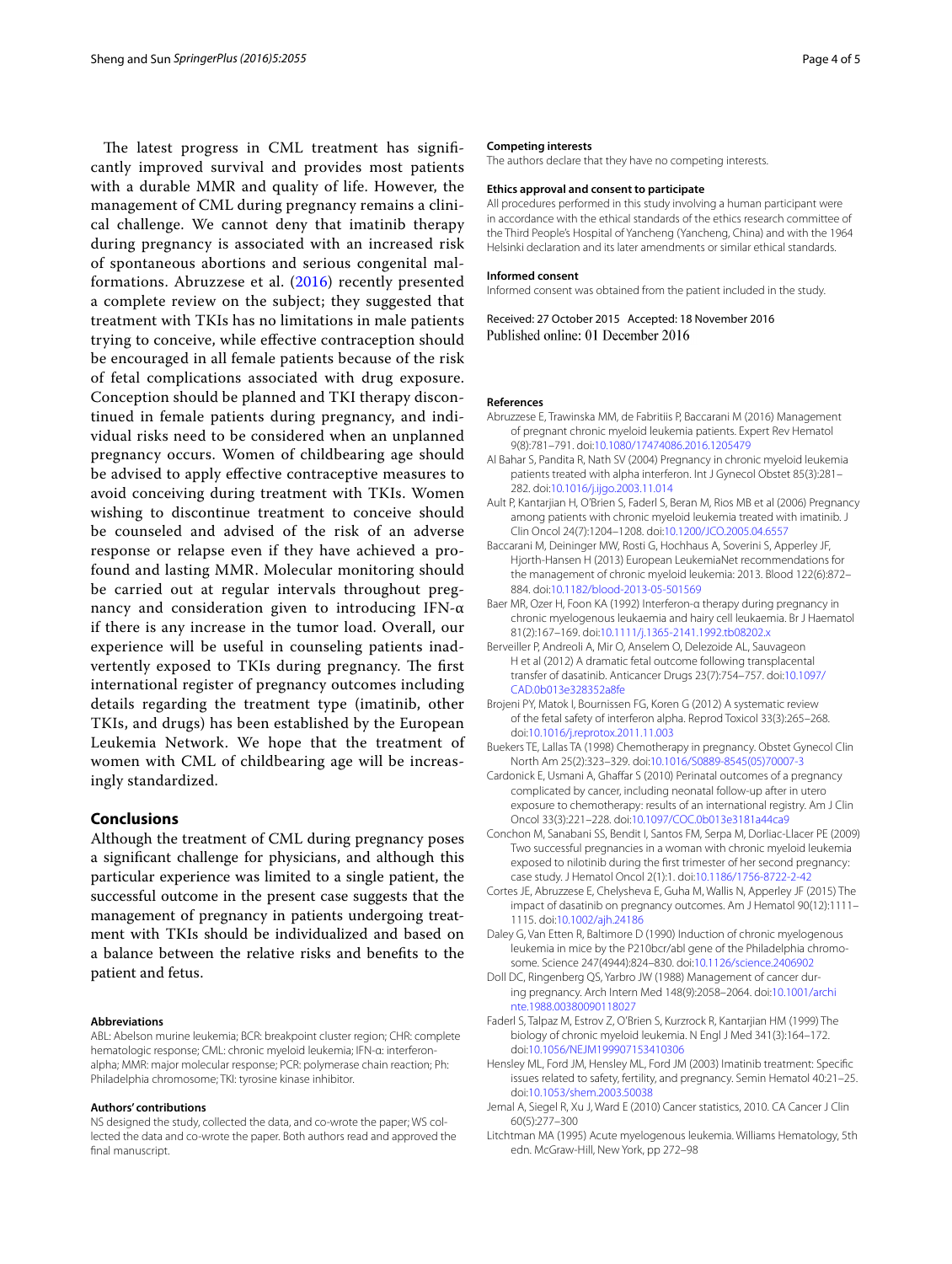The latest progress in CML treatment has significantly improved survival and provides most patients with a durable MMR and quality of life. However, the management of CML during pregnancy remains a clinical challenge. We cannot deny that imatinib therapy during pregnancy is associated with an increased risk of spontaneous abortions and serious congenital malformations. Abruzzese et al. (2016) recently presented a complete review on the subject; they suggested that treatment with TKIs has no limitations in male patients trying to conceive, while effective contraception should be encouraged in all female patients because of the risk of fetal complications associated with drug exposure. Conception should be planned and TKI therapy discontinued in female patients during pregnancy, and individual risks need to be considered when an unplanned pregnancy occurs. Women of childbearing age should be advised to apply effective contraceptive measures to avoid conceiving during treatment with TKIs. Women wishing to discontinue treatment to conceive should be counseled and advised of the risk of an adverse response or relapse even if they have achieved a profound and lasting MMR. Molecular monitoring should be carried out at regular intervals throughout pregnancy and consideration given to introducing IFN-α if there is any increase in the tumor load. Overall, our experience will be useful in counseling patients inadvertently exposed to TKIs during pregnancy. The first international register of pregnancy outcomes including details regarding the treatment type (imatinib, other TKIs, and drugs) has been established by the European Leukemia Network. We hope that the treatment of women with CML of childbearing age will be increasingly standardized.

## Conclusions

Although the treatment of CML during pregnancy poses a significant challenge for physicians, and although this particular experience was limited to a single patient, the successful outcome in the present case suggests that the management of pregnancy in patients undergoing treatment with TKIs should be individualized and based on a balance between the relative risks and benefits to the patient and fetus.

#### Abbreviations

ABL: Abelson murine leukemia; BCR: breakpoint cluster region; CHR: complete hematologic response; CML: chronic myeloid leukemia; IFN-α: interferon-alpha; MMR: major molecular response; PCR: polymerase chain reaction; Ph: Philadelphia chromosome; TKI: tyrosine kinase inhibitor.

#### Authors' contributions

NS designed the study, collected the data, and co-wrote the paper; WS collected the data and co-wrote the paper. Both authors read and approved the final manuscript.

#### Competing interests

The authors declare that they have no competing interests.

#### Ethics approval and consent to participate

All procedures performed in this study involving a human participant were in accordance with the ethical standards of the ethics research committee of the Third People's Hospital of Yancheng (Yancheng, China) and with the 1964 Helsinki declaration and its later amendments or similar ethical standards.

#### Informed consent

Informed consent was obtained from the patient included in the study.

Received: 27 October 2015 Accepted: 18 November 2016
Published online: 01 December 2016

#### References

- Abruzzese E, Trawinska MM, de Fabritiis P, Baccarani M (2016) Management of pregnant chronic myeloid leukemia patients. Expert Rev Hematol 9(8):781–791. doi:10.1080/17474086.2016.1205479
- Al Bahar S, Pandita R, Nath SV (2004) Pregnancy in chronic myeloid leukemia patients treated with alpha interferon. Int J Gynecol Obstet 85(3):281–282. doi:10.1016/j.ijgo.2003.11.014
- Ault P, Kantarjian H, O'Brien S, Faderl S, Beran M, Rios MB et al (2006) Pregnancy among patients with chronic myeloid leukemia treated with imatinib. J Clin Oncol 24(7):1204–1208. doi:10.1200/JCO.2005.04.6557
- Baccarani M, Deininger MW, Rosti G, Hochhaus A, Soverini S, Apperley JF, Hjorth-Hansen H (2013) European LeukemiaNet recommendations for the management of chronic myeloid leukemia: 2013. Blood 122(6):872–884. doi:10.1182/blood-2013-05-501569
- Baer MR, Ozer H, Foon KA (1992) Interferon-α therapy during pregnancy in chronic myelogenous leukaemia and hairy cell leukaemia. Br J Haematol 81(2):167–169. doi:10.1111/j.1365-2141.1992.tb08202.x
- Berveiller P, Andreoli A, Mir O, Anselem O, Delezoide AL, Sauvageon H et al (2012) A dramatic fetal outcome following transplacental transfer of dasatinib. Anticancer Drugs 23(7):754–757. doi:10.1097/CAD.0b013e328352a8fe
- Brojeni PY, Matok I, Bournissen FG, Koren G (2012) A systematic review of the fetal safety of interferon alpha. Reprod Toxicol 33(3):265–268. doi:10.1016/j.reprotox.2011.11.003
- Buekers TE, Lallas TA (1998) Chemotherapy in pregnancy. Obstet Gynecol Clin North Am 25(2):323–329. doi:10.1016/S0889-8545(05)70007-3
- Cardonick E, Usmani A, Ghaffar S (2010) Perinatal outcomes of a pregnancy complicated by cancer, including neonatal follow-up after in utero exposure to chemotherapy: results of an international registry. Am J Clin Oncol 33(3):221–228. doi:10.1097/COC.0b013e3181a44ca9
- Conchon M, Sanabani SS, Bendit I, Santos FM, Serpa M, Dorliac-Llacer PE (2009) Two successful pregnancies in a woman with chronic myeloid leukemia exposed to nilotinib during the first trimester of her second pregnancy: case study. J Hematol Oncol 2(1):1. doi:10.1186/1756-8722-2-42
- Cortes JE, Abruzzese E, Chelysheva E, Guha M, Wallis N, Apperley JF (2015) The impact of dasatinib on pregnancy outcomes. Am J Hematol 90(12):1111–1115. doi:10.1002/ajh.24186
- Daley G, Van Etten R, Baltimore D (1990) Induction of chronic myelogenous leukemia in mice by the P210bcr/abl gene of the Philadelphia chromosome. Science 247(4944):824–830. doi:10.1126/science.2406902
- Doll DC, Ringenberg QS, Yarbro JW (1988) Management of cancer during pregnancy. Arch Intern Med 148(9):2058–2064. doi:10.1001/archinte.1988.00380090118027
- Faderl S, Talpaz M, Estrov Z, O'Brien S, Kurzrock R, Kantarjian HM (1999) The biology of chronic myeloid leukemia. N Engl J Med 341(3):164–172. doi:10.1056/NEJM199907153410306
- Hensley ML, Ford JM, Hensley ML, Ford JM (2003) Imatinib treatment: Specific issues related to safety, fertility, and pregnancy. Semin Hematol 40:21–25. doi:10.1053/shem.2003.50038
- Jemal A, Siegel R, Xu J, Ward E (2010) Cancer statistics, 2010. CA Cancer J Clin 60(5):277–300
- Litchtman MA (1995) Acute myelogenous leukemia. Williams Hematology, 5th edn. McGraw-Hill, New York, pp 272–98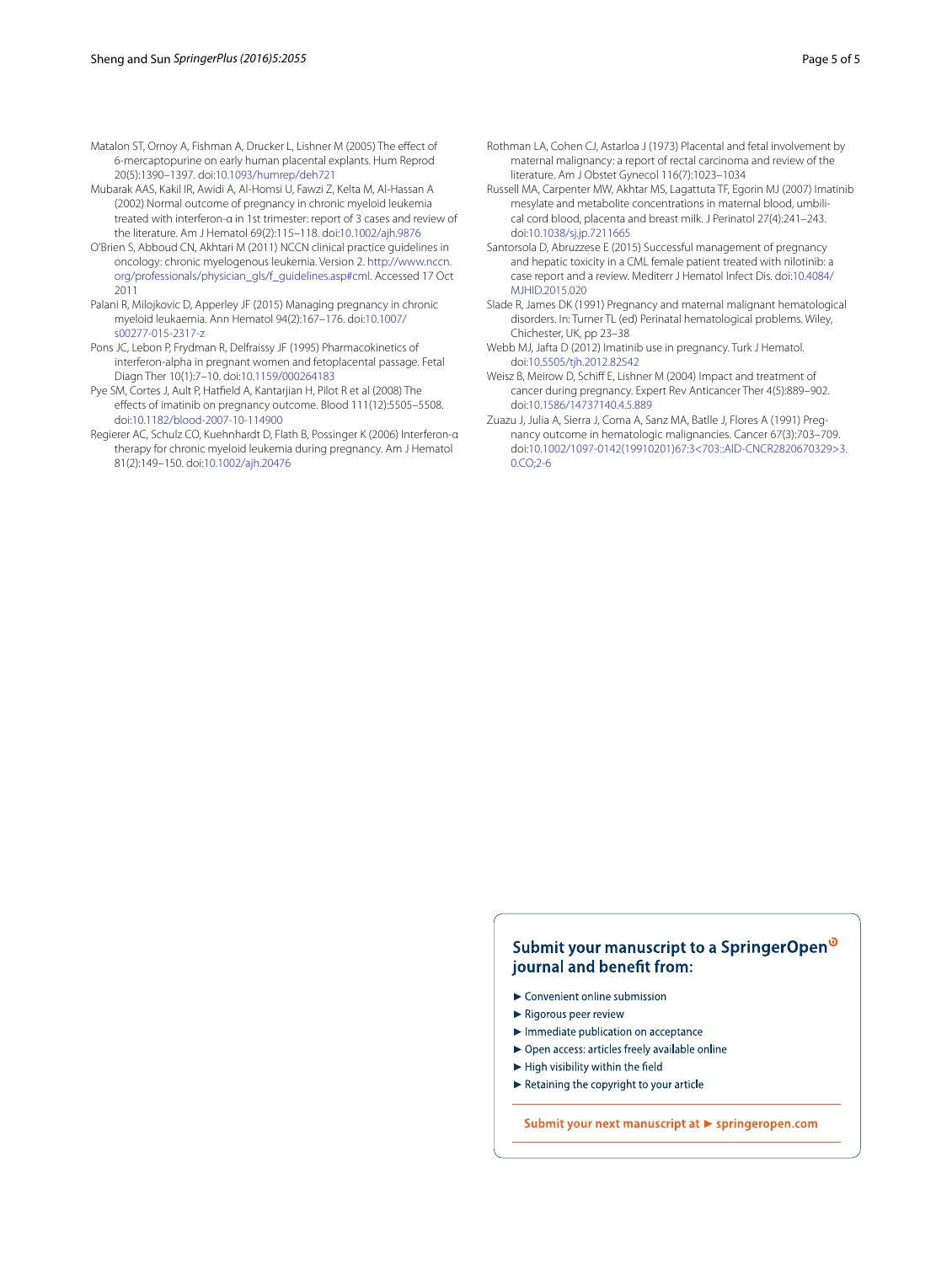Matalon ST, Ornoy A, Fishman A, Drucker L, Lishner M (2005) The effect of 6-mercaptopurine on early human placental explants. Hum Reprod 20(5):1390–1397. doi:10.1093/humrep/deh721

Mubarak AAS, Kakil IR, Awidi A, Al-Homsi U, Fawzi Z, Kelta M, Al-Hassan A (2002) Normal outcome of pregnancy in chronic myeloid leukemia treated with interferon-α in 1st trimester: report of 3 cases and review of the literature. Am J Hematol 69(2):115–118. doi:10.1002/ajh.9876

O'Brien S, Abboud CN, Akhtari M (2011) NCCN clinical practice guidelines in oncology: chronic myelogenous leukemia. Version 2. http://www.nccn.org/professionals/physician_gls/f_guidelines.asp#cml. Accessed 17 Oct 2011

Palani R, Milojkovic D, Apperley JF (2015) Managing pregnancy in chronic myeloid leukaemia. Ann Hematol 94(2):167–176. doi:10.1007/s00277-015-2317-z

Pons JC, Lebon P, Frydman R, Delfraissy JF (1995) Pharmacokinetics of interferon-alpha in pregnant women and fetoplacental passage. Fetal Diagn Ther 10(1):7–10. doi:10.1159/000264183

Pye SM, Cortes J, Ault P, Hatfield A, Kantarjian H, Pilot R et al (2008) The effects of imatinib on pregnancy outcome. Blood 111(12):5505–5508. doi:10.1182/blood-2007-10-114900

Regierer AC, Schulz CO, Kuehnhardt D, Flath B, Possinger K (2006) Interferon-α therapy for chronic myeloid leukemia during pregnancy. Am J Hematol 81(2):149–150. doi:10.1002/ajh.20476

Rothman LA, Cohen CJ, Astarloa J (1973) Placental and fetal involvement by maternal malignancy: a report of rectal carcinoma and review of the literature. Am J Obstet Gynecol 116(7):1023–1034

Russell MA, Carpenter MW, Akhtar MS, Lagattuta TF, Egorin MJ (2007) Imatinib mesylate and metabolite concentrations in maternal blood, umbilical cord blood, placenta and breast milk. J Perinatol 27(4):241–243. doi:10.1038/sj.jp.7211665

Santorsola D, Abruzzese E (2015) Successful management of pregnancy and hepatic toxicity in a CML female patient treated with nilotinib: a case report and a review. Mediterr J Hematol Infect Dis. doi:10.4084/MJHID.2015.020

Slade R, James DK (1991) Pregnancy and maternal malignant hematological disorders. In: Turner TL (ed) Perinatal hematological problems. Wiley, Chichester, UK, pp 23–38

Webb MJ, Jafta D (2012) Imatinib use in pregnancy. Turk J Hematol. doi:10.5505/tjh.2012.82542

Weisz B, Meirow D, Schiff E, Lishner M (2004) Impact and treatment of cancer during pregnancy. Expert Rev Anticancer Ther 4(5):889–902. doi:10.1586/14737140.4.5.889

Zuazu J, Julia A, Sierra J, Coma A, Sanz MA, Batlle J, Flores A (1991) Pregnancy outcome in hematologic malignancies. Cancer 67(3):703–709. doi:10.1002/1097-0142(19910201)67:3<703::AID-CNCR2820670329>3.0.CO;2-6